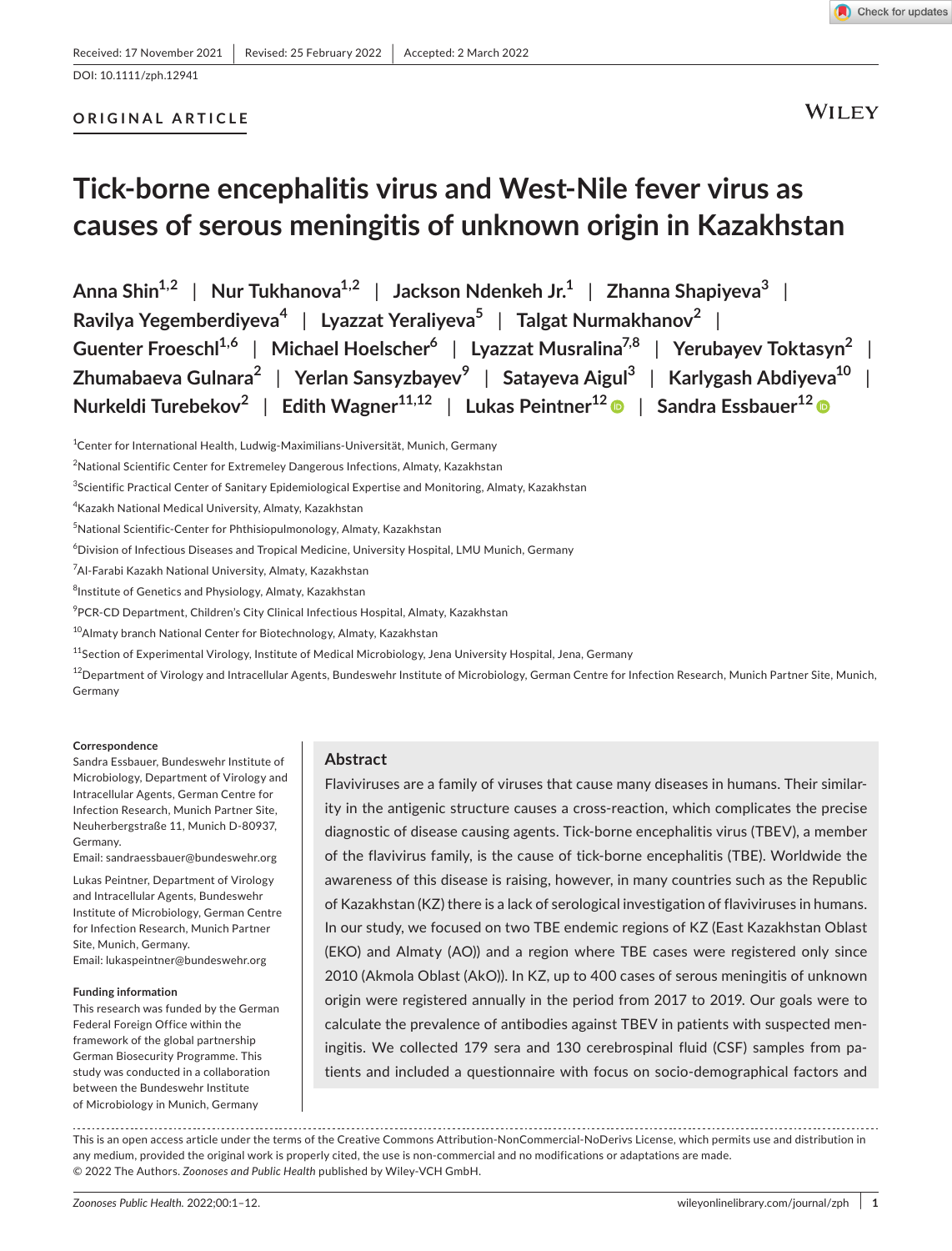Received: 17 November 2021 | Revised: 25 February 2022 | Accepted: 2 March 2022

DOI: 10.1111/zph.12941

**ORIGINAL ARTICLE**

# Tick-borne encephalitis virus and West-Nile fever virus as causes of serous meningitis of unknown origin in Kazakhstan

Anna Shin[1,2] | Nur Tukhanova[1,2] | Jackson Ndenkeh Jr.[1] | Zhanna Shapiyeva[3] | Ravilya Yegemberdiyeva[4] | Lyazzat Yeraliyeva[5] | Talgat Nurmakhanov[2] | Guenter Froeschl[1,6] | Michael Hoelscher[6] | Lyazzat Musralina[7,8] | Yerubayev Toktasyn[2] | Zhumabaeva Gulnara[2] | Yerlan Sansyzbayev[9] | Satayeva Aigul[3] | Karlygash Abdiyeva[10] | Nurkeldi Turebekov[2] | Edith Wagner[11,12] | Lukas Peintner[12] | Sandra Essbauer[12]

[1]Center for International Health, Ludwig-Maximilians-Universität, Munich, Germany

[2]National Scientific Center for Extremeley Dangerous Infections, Almaty, Kazakhstan

[3]Scientific Practical Center of Sanitary Epidemiological Expertise and Monitoring, Almaty, Kazakhstan

[4]Kazakh National Medical University, Almaty, Kazakhstan

[5]National Scientific-Center for Phthisiopulmonology, Almaty, Kazakhstan

[6]Division of Infectious Diseases and Tropical Medicine, University Hospital, LMU Munich, Germany

[7]Al-Farabi Kazakh National University, Almaty, Kazakhstan

[8]Institute of Genetics and Physiology, Almaty, Kazakhstan

[9]PCR-CD Department, Children's City Clinical Infectious Hospital, Almaty, Kazakhstan

[10]Almaty branch National Center for Biotechnology, Almaty, Kazakhstan

[11]Section of Experimental Virology, Institute of Medical Microbiology, Jena University Hospital, Jena, Germany

[12]Department of Virology and Intracellular Agents, Bundeswehr Institute of Microbiology, German Centre for Infection Research, Munich Partner Site, Munich, Germany

**Correspondence**

Sandra Essbauer, Bundeswehr Institute of Microbiology, Department of Virology and Intracellular Agents, German Centre for Infection Research, Munich Partner Site, Neuherbergstraße 11, Munich D-80937, Germany.
Email: sandraessbauer@bundeswehr.org

Lukas Peintner, Department of Virology and Intracellular Agents, Bundeswehr Institute of Microbiology, German Centre for Infection Research, Munich Partner Site, Munich, Germany.
Email: lukaspeintner@bundeswehr.org

**Funding information**

This research was funded by the German Federal Foreign Office within the framework of the global partnership German Biosecurity Programme. This study was conducted in a collaboration between the Bundeswehr Institute of Microbiology in Munich, Germany

## Abstract

Flaviviruses are a family of viruses that cause many diseases in humans. Their similarity in the antigenic structure causes a cross-reaction, which complicates the precise diagnostic of disease causing agents. Tick-borne encephalitis virus (TBEV), a member of the flavivirus family, is the cause of tick-borne encephalitis (TBE). Worldwide the awareness of this disease is raising, however, in many countries such as the Republic of Kazakhstan (KZ) there is a lack of serological investigation of flaviviruses in humans. In our study, we focused on two TBE endemic regions of KZ (East Kazakhstan Oblast (EKO) and Almaty (AO)) and a region where TBE cases were registered only since 2010 (Akmola Oblast (AkO)). In KZ, up to 400 cases of serous meningitis of unknown origin were registered annually in the period from 2017 to 2019. Our goals were to calculate the prevalence of antibodies against TBEV in patients with suspected meningitis. We collected 179 sera and 130 cerebrospinal fluid (CSF) samples from patients and included a questionnaire with focus on socio-demographical factors and

This is an open access article under the terms of the Creative Commons Attribution-NonCommercial-NoDerivs License, which permits use and distribution in any medium, provided the original work is properly cited, the use is non-commercial and no modifications or adaptations are made.
© 2022 The Authors. *Zoonoses and Public Health* published by Wiley-VCH GmbH.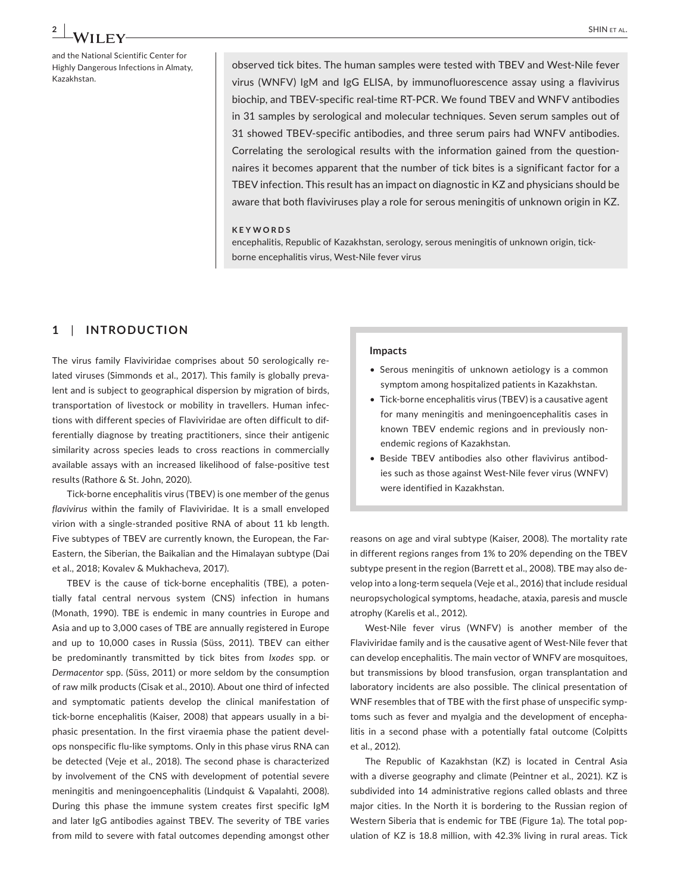and the National Scientific Center for Highly Dangerous Infections in Almaty, Kazakhstan.

observed tick bites. The human samples were tested with TBEV and West-Nile fever virus (WNFV) IgM and IgG ELISA, by immunofluorescence assay using a flavivirus biochip, and TBEV-specific real-time RT-PCR. We found TBEV and WNFV antibodies in 31 samples by serological and molecular techniques. Seven serum samples out of 31 showed TBEV-specific antibodies, and three serum pairs had WNFV antibodies. Correlating the serological results with the information gained from the questionnaires it becomes apparent that the number of tick bites is a significant factor for a TBEV infection. This result has an impact on diagnostic in KZ and physicians should be aware that both flaviviruses play a role for serous meningitis of unknown origin in KZ.

**KEYWORDS**

encephalitis, Republic of Kazakhstan, serology, serous meningitis of unknown origin, tick-borne encephalitis virus, West-Nile fever virus

## 1 | INTRODUCTION

The virus family Flaviviridae comprises about 50 serologically related viruses (Simmonds et al., 2017). This family is globally prevalent and is subject to geographical dispersion by migration of birds, transportation of livestock or mobility in travellers. Human infections with different species of Flaviviridae are often difficult to differentially diagnose by treating practitioners, since their antigenic similarity across species leads to cross reactions in commercially available assays with an increased likelihood of false-positive test results (Rathore & St. John, 2020).

Tick-borne encephalitis virus (TBEV) is one member of the genus *flavivirus* within the family of Flaviviridae. It is a small enveloped virion with a single-stranded positive RNA of about 11 kb length. Five subtypes of TBEV are currently known, the European, the Far-Eastern, the Siberian, the Baikalian and the Himalayan subtype (Dai et al., 2018; Kovalev & Mukhacheva, 2017).

TBEV is the cause of tick-borne encephalitis (TBE), a potentially fatal central nervous system (CNS) infection in humans (Monath, 1990). TBE is endemic in many countries in Europe and Asia and up to 3,000 cases of TBE are annually registered in Europe and up to 10,000 cases in Russia (Süss, 2011). TBEV can either be predominantly transmitted by tick bites from *Ixodes* spp. or *Dermacentor* spp. (Süss, 2011) or more seldom by the consumption of raw milk products (Cisak et al., 2010). About one third of infected and symptomatic patients develop the clinical manifestation of tick-borne encephalitis (Kaiser, 2008) that appears usually in a biphasic presentation. In the first viraemia phase the patient develops nonspecific flu-like symptoms. Only in this phase virus RNA can be detected (Veje et al., 2018). The second phase is characterized by involvement of the CNS with development of potential severe meningitis and meningoencephalitis (Lindquist & Vapalahti, 2008). During this phase the immune system creates first specific IgM and later IgG antibodies against TBEV. The severity of TBE varies from mild to severe with fatal outcomes depending amongst other reasons on age and viral subtype (Kaiser, 2008). The mortality rate in different regions ranges from 1% to 20% depending on the TBEV subtype present in the region (Barrett et al., 2008). TBE may also develop into a long-term sequela (Veje et al., 2016) that include residual neuropsychological symptoms, headache, ataxia, paresis and muscle atrophy (Karelis et al., 2012).

> **Impacts**
>
> - Serous meningitis of unknown aetiology is a common symptom among hospitalized patients in Kazakhstan.
> - Tick-borne encephalitis virus (TBEV) is a causative agent for many meningitis and meningoencephalitis cases in known TBEV endemic regions and in previously non-endemic regions of Kazakhstan.
> - Beside TBEV antibodies also other flavivirus antibodies such as those against West-Nile fever virus (WNFV) were identified in Kazakhstan.

West-Nile fever virus (WNFV) is another member of the Flaviviridae family and is the causative agent of West-Nile fever that can develop encephalitis. The main vector of WNFV are mosquitoes, but transmissions by blood transfusion, organ transplantation and laboratory incidents are also possible. The clinical presentation of WNF resembles that of TBE with the first phase of unspecific symptoms such as fever and myalgia and the development of encephalitis in a second phase with a potentially fatal outcome (Colpitts et al., 2012).

The Republic of Kazakhstan (KZ) is located in Central Asia with a diverse geography and climate (Peintner et al., 2021). KZ is subdivided into 14 administrative regions called oblasts and three major cities. In the North it is bordering to the Russian region of Western Siberia that is endemic for TBE (Figure 1a). The total population of KZ is 18.8 million, with 42.3% living in rural areas. Tick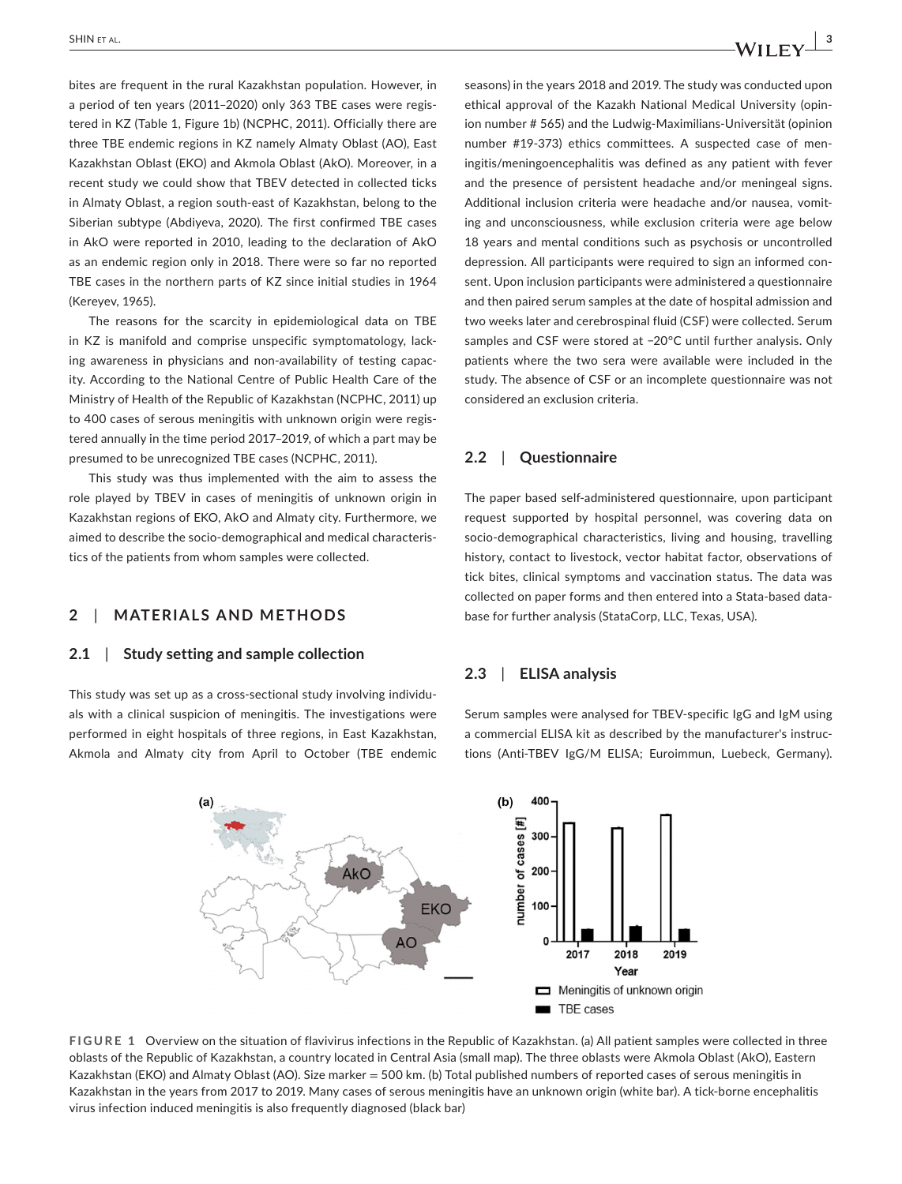bites are frequent in the rural Kazakhstan population. However, in a period of ten years (2011–2020) only 363 TBE cases were registered in KZ (Table 1, Figure 1b) (NCPHC, 2011). Officially there are three TBE endemic regions in KZ namely Almaty Oblast (AO), East Kazakhstan Oblast (EKO) and Akmola Oblast (AkO). Moreover, in a recent study we could show that TBEV detected in collected ticks in Almaty Oblast, a region south-east of Kazakhstan, belong to the Siberian subtype (Abdiyeva, 2020). The first confirmed TBE cases in AkO were reported in 2010, leading to the declaration of AkO as an endemic region only in 2018. There were so far no reported TBE cases in the northern parts of KZ since initial studies in 1964 (Kereyev, 1965).

The reasons for the scarcity in epidemiological data on TBE in KZ is manifold and comprise unspecific symptomatology, lacking awareness in physicians and non-availability of testing capacity. According to the National Centre of Public Health Care of the Ministry of Health of the Republic of Kazakhstan (NCPHC, 2011) up to 400 cases of serous meningitis with unknown origin were registered annually in the time period 2017–2019, of which a part may be presumed to be unrecognized TBE cases (NCPHC, 2011).

This study was thus implemented with the aim to assess the role played by TBEV in cases of meningitis of unknown origin in Kazakhstan regions of EKO, AkO and Almaty city. Furthermore, we aimed to describe the socio-demographical and medical characteristics of the patients from whom samples were collected.

## 2 | MATERIALS AND METHODS

### 2.1 | Study setting and sample collection

This study was set up as a cross-sectional study involving individuals with a clinical suspicion of meningitis. The investigations were performed in eight hospitals of three regions, in East Kazakhstan, Akmola and Almaty city from April to October (TBE endemic seasons) in the years 2018 and 2019. The study was conducted upon ethical approval of the Kazakh National Medical University (opinion number # 565) and the Ludwig-Maximilians-Universität (opinion number #19-373) ethics committees. A suspected case of meningitis/meningoencephalitis was defined as any patient with fever and the presence of persistent headache and/or meningeal signs. Additional inclusion criteria were headache and/or nausea, vomiting and unconsciousness, while exclusion criteria were age below 18 years and mental conditions such as psychosis or uncontrolled depression. All participants were required to sign an informed consent. Upon inclusion participants were administered a questionnaire and then paired serum samples at the date of hospital admission and two weeks later and cerebrospinal fluid (CSF) were collected. Serum samples and CSF were stored at −20°C until further analysis. Only patients where the two sera were available were included in the study. The absence of CSF or an incomplete questionnaire was not considered an exclusion criteria.

### 2.2 | Questionnaire

The paper based self-administered questionnaire, upon participant request supported by hospital personnel, was covering data on socio-demographical characteristics, living and housing, travelling history, contact to livestock, vector habitat factor, observations of tick bites, clinical symptoms and vaccination status. The data was collected on paper forms and then entered into a Stata-based database for further analysis (StataCorp, LLC, Texas, USA).

### 2.3 | ELISA analysis

Serum samples were analysed for TBEV-specific IgG and IgM using a commercial ELISA kit as described by the manufacturer's instructions (Anti-TBEV IgG/M ELISA; Euroimmun, Luebeck, Germany).

**FIGURE 1** Overview on the situation of flavivirus infections in the Republic of Kazakhstan. (a) All patient samples were collected in three oblasts of the Republic of Kazakhstan, a country located in Central Asia (small map). The three oblasts were Akmola Oblast (AkO), Eastern Kazakhstan (EKO) and Almaty Oblast (AO). Size marker = 500 km. (b) Total published numbers of reported cases of serous meningitis in Kazakhstan in the years from 2017 to 2019. Many cases of serous meningitis have an unknown origin (white bar). A tick-borne encephalitis virus infection induced meningitis is also frequently diagnosed (black bar)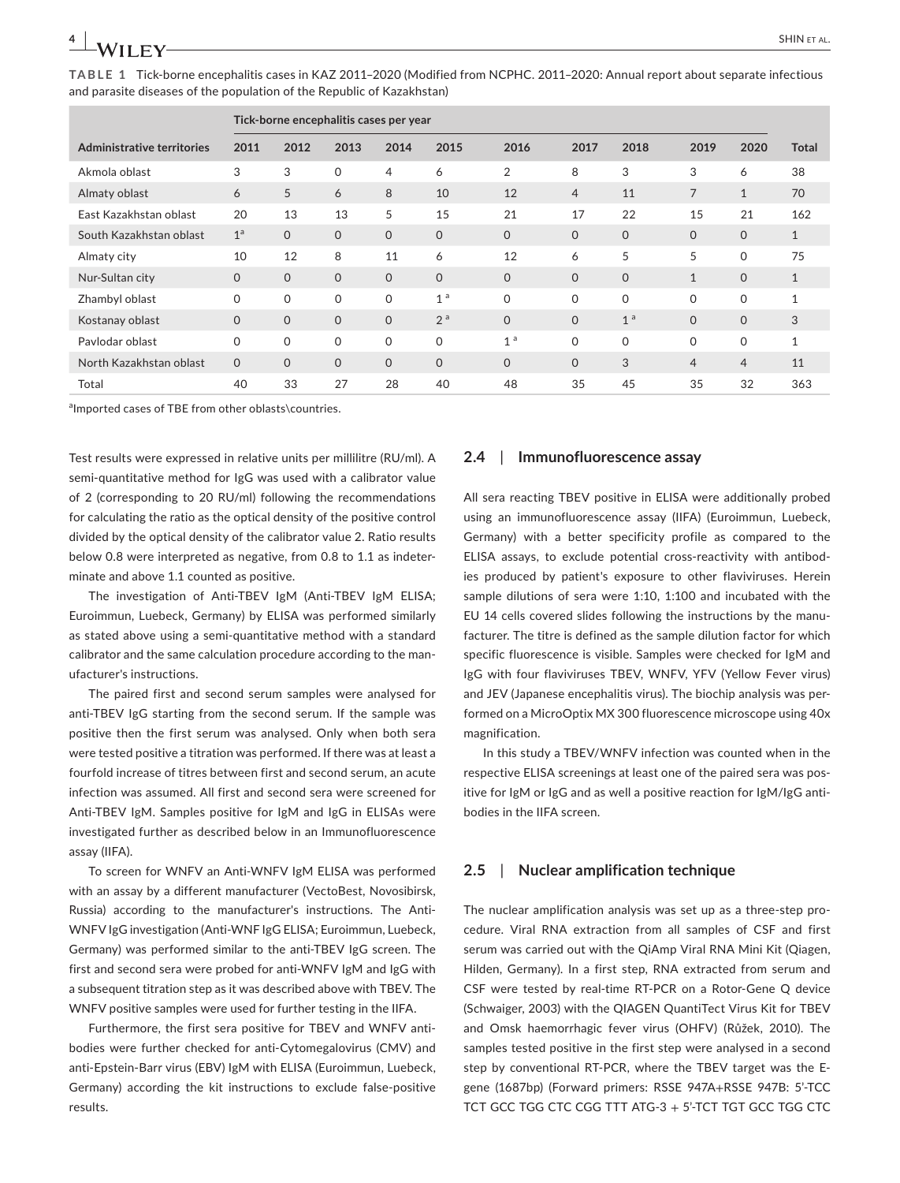**TABLE 1** Tick-borne encephalitis cases in KAZ 2011–2020 (Modified from NCPHC. 2011–2020: Annual report about separate infectious and parasite diseases of the population of the Republic of Kazakhstan)

| Administrative territories | Tick-borne encephalitis cases per year | | | | | | | | | | Total |
|---|---|---|---|---|---|---|---|---|---|---|---|
| | 2011 | 2012 | 2013 | 2014 | 2015 | 2016 | 2017 | 2018 | 2019 | 2020 | |
| Akmola oblast | 3 | 3 | 0 | 4 | 6 | 2 | 8 | 3 | 3 | 6 | 38 |
| Almaty oblast | 6 | 5 | 6 | 8 | 10 | 12 | 4 | 11 | 7 | 1 | 70 |
| East Kazakhstan oblast | 20 | 13 | 13 | 5 | 15 | 21 | 17 | 22 | 15 | 21 | 162 |
| South Kazakhstan oblast | 1[a] | 0 | 0 | 0 | 0 | 0 | 0 | 0 | 0 | 0 | 1 |
| Almaty city | 10 | 12 | 8 | 11 | 6 | 12 | 6 | 5 | 5 | 0 | 75 |
| Nur-Sultan city | 0 | 0 | 0 | 0 | 0 | 0 | 0 | 0 | 1 | 0 | 1 |
| Zhambyl oblast | 0 | 0 | 0 | 0 | 1[a] | 0 | 0 | 0 | 0 | 0 | 1 |
| Kostanay oblast | 0 | 0 | 0 | 0 | 2[a] | 0 | 0 | 1[a] | 0 | 0 | 3 |
| Pavlodar oblast | 0 | 0 | 0 | 0 | 0 | 1[a] | 0 | 0 | 0 | 0 | 1 |
| North Kazakhstan oblast | 0 | 0 | 0 | 0 | 0 | 0 | 0 | 3 | 4 | 4 | 11 |
| Total | 40 | 33 | 27 | 28 | 40 | 48 | 35 | 45 | 35 | 32 | 363 |

[a]Imported cases of TBE from other oblasts\countries.

Test results were expressed in relative units per millilitre (RU/ml). A semi-quantitative method for IgG was used with a calibrator value of 2 (corresponding to 20 RU/ml) following the recommendations for calculating the ratio as the optical density of the positive control divided by the optical density of the calibrator value 2. Ratio results below 0.8 were interpreted as negative, from 0.8 to 1.1 as indeterminate and above 1.1 counted as positive.

The investigation of Anti-TBEV IgM (Anti-TBEV IgM ELISA; Euroimmun, Luebeck, Germany) by ELISA was performed similarly as stated above using a semi-quantitative method with a standard calibrator and the same calculation procedure according to the manufacturer's instructions.

The paired first and second serum samples were analysed for anti-TBEV IgG starting from the second serum. If the sample was positive then the first serum was analysed. Only when both sera were tested positive a titration was performed. If there was at least a fourfold increase of titres between first and second serum, an acute infection was assumed. All first and second sera were screened for Anti-TBEV IgM. Samples positive for IgM and IgG in ELISAs were investigated further as described below in an Immunofluorescence assay (IIFA).

To screen for WNFV an Anti-WNFV IgM ELISA was performed with an assay by a different manufacturer (VectoBest, Novosibirsk, Russia) according to the manufacturer's instructions. The Anti-WNFV IgG investigation (Anti-WNF IgG ELISA; Euroimmun, Luebeck, Germany) was performed similar to the anti-TBEV IgG screen. The first and second sera were probed for anti-WNFV IgM and IgG with a subsequent titration step as it was described above with TBEV. The WNFV positive samples were used for further testing in the IIFA.

Furthermore, the first sera positive for TBEV and WNFV antibodies were further checked for anti-Cytomegalovirus (CMV) and anti-Epstein-Barr virus (EBV) IgM with ELISA (Euroimmun, Luebeck, Germany) according the kit instructions to exclude false-positive results.

### 2.4 | Immunofluorescence assay

All sera reacting TBEV positive in ELISA were additionally probed using an immunofluorescence assay (IIFA) (Euroimmun, Luebeck, Germany) with a better specificity profile as compared to the ELISA assays, to exclude potential cross-reactivity with antibodies produced by patient's exposure to other flaviviruses. Herein sample dilutions of sera were 1:10, 1:100 and incubated with the EU 14 cells covered slides following the instructions by the manufacturer. The titre is defined as the sample dilution factor for which specific fluorescence is visible. Samples were checked for IgM and IgG with four flaviviruses TBEV, WNFV, YFV (Yellow Fever virus) and JEV (Japanese encephalitis virus). The biochip analysis was performed on a MicroOptix MX 300 fluorescence microscope using 40x magnification.

In this study a TBEV/WNFV infection was counted when in the respective ELISA screenings at least one of the paired sera was positive for IgM or IgG and as well a positive reaction for IgM/IgG antibodies in the IIFA screen.

### 2.5 | Nuclear amplification technique

The nuclear amplification analysis was set up as a three-step procedure. Viral RNA extraction from all samples of CSF and first serum was carried out with the QiAmp Viral RNA Mini Kit (Qiagen, Hilden, Germany). In a first step, RNA extracted from serum and CSF were tested by real-time RT-PCR on a Rotor-Gene Q device (Schwaiger, 2003) with the QIAGEN QuantiTect Virus Kit for TBEV and Omsk haemorrhagic fever virus (OHFV) (Růžek, 2010). The samples tested positive in the first step were analysed in a second step by conventional RT-PCR, where the TBEV target was the E-gene (1687bp) (Forward primers: RSSE 947A+RSSE 947B: 5′-TCC TCT GCC TGG CTC CGG TTT ATG-3 + 5′-TCT TGT GCC TGG CTC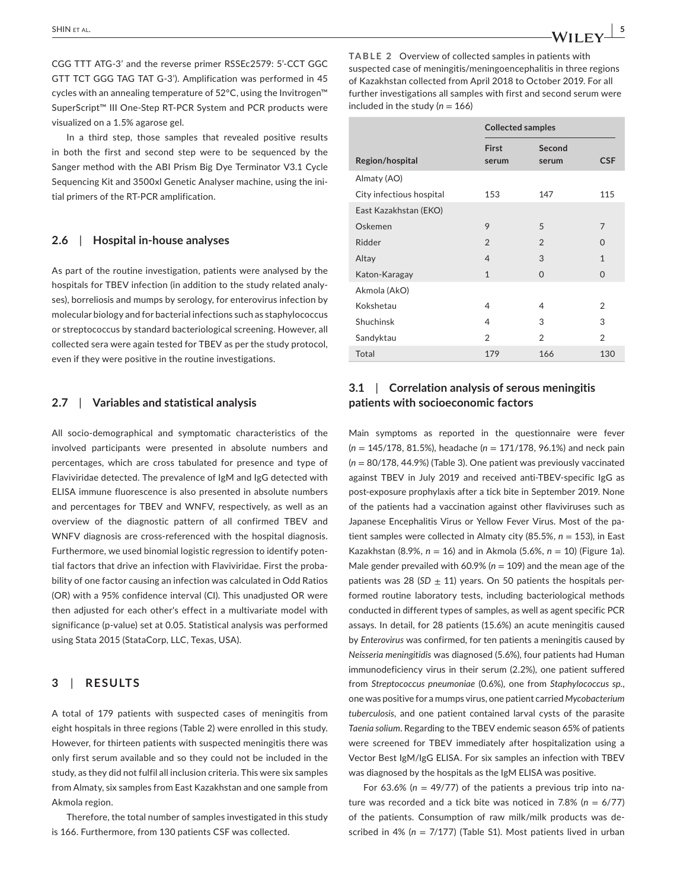CGG TTT ATG-3' and the reverse primer RSSEc2579: 5'-CCT GGC GTT TCT GGG TAG TAT G-3'). Amplification was performed in 45 cycles with an annealing temperature of 52°C, using the Invitrogen™ SuperScript™ III One-Step RT-PCR System and PCR products were visualized on a 1.5% agarose gel.

In a third step, those samples that revealed positive results in both the first and second step were to be sequenced by the Sanger method with the ABI Prism Big Dye Terminator V3.1 Cycle Sequencing Kit and 3500xl Genetic Analyser machine, using the initial primers of the RT-PCR amplification.

### 2.6 | Hospital in-house analyses

As part of the routine investigation, patients were analysed by the hospitals for TBEV infection (in addition to the study related analyses), borreliosis and mumps by serology, for enterovirus infection by molecular biology and for bacterial infections such as staphylococcus or streptococcus by standard bacteriological screening. However, all collected sera were again tested for TBEV as per the study protocol, even if they were positive in the routine investigations.

### 2.7 | Variables and statistical analysis

All socio-demographical and symptomatic characteristics of the involved participants were presented in absolute numbers and percentages, which are cross tabulated for presence and type of Flaviviridae detected. The prevalence of IgM and IgG detected with ELISA immune fluorescence is also presented in absolute numbers and percentages for TBEV and WNFV, respectively, as well as an overview of the diagnostic pattern of all confirmed TBEV and WNFV diagnosis are cross-referenced with the hospital diagnosis. Furthermore, we used binomial logistic regression to identify potential factors that drive an infection with Flaviviridae. First the probability of one factor causing an infection was calculated in Odd Ratios (OR) with a 95% confidence interval (CI). This unadjusted OR were then adjusted for each other's effect in a multivariate model with significance (p-value) set at 0.05. Statistical analysis was performed using Stata 2015 (StataCorp, LLC, Texas, USA).

## 3 | RESULTS

A total of 179 patients with suspected cases of meningitis from eight hospitals in three regions (Table 2) were enrolled in this study. However, for thirteen patients with suspected meningitis there was only first serum available and so they could not be included in the study, as they did not fulfil all inclusion criteria. This were six samples from Almaty, six samples from East Kazakhstan and one sample from Akmola region.

Therefore, the total number of samples investigated in this study is 166. Furthermore, from 130 patients CSF was collected.

**TABLE 2** Overview of collected samples in patients with suspected case of meningitis/meningoencephalitis in three regions of Kazakhstan collected from April 2018 to October 2019. For all further investigations all samples with first and second serum were included in the study ($n = 166$)

| | Collected samples | | |
|---|---|---|---|
| Region/hospital | First serum | Second serum | CSF |
| Almaty (AO) | | | |
| City infectious hospital | 153 | 147 | 115 |
| East Kazakhstan (EKO) | | | |
| Oskemen | 9 | 5 | 7 |
| Ridder | 2 | 2 | 0 |
| Altay | 4 | 3 | 1 |
| Katon-Karagay | 1 | 0 | 0 |
| Akmola (AkO) | | | |
| Kokshetau | 4 | 4 | 2 |
| Shuchinsk | 4 | 3 | 3 |
| Sandyktau | 2 | 2 | 2 |
| Total | 179 | 166 | 130 |

### 3.1 | Correlation analysis of serous meningitis patients with socioeconomic factors

Main symptoms as reported in the questionnaire were fever ($n = 145/178$, 81.5%), headache ($n = 171/178$, 96.1%) and neck pain ($n = 80/178$, 44.9%) (Table 3). One patient was previously vaccinated against TBEV in July 2019 and received anti-TBEV-specific IgG as post-exposure prophylaxis after a tick bite in September 2019. None of the patients had a vaccination against other flaviviruses such as Japanese Encephalitis Virus or Yellow Fever Virus. Most of the patient samples were collected in Almaty city (85.5%, $n = 153$), in East Kazakhstan (8.9%, $n = 16$) and in Akmola (5.6%, $n = 10$) (Figure 1a). Male gender prevailed with 60.9% ($n = 109$) and the mean age of the patients was 28 ($SD \pm 11$) years. On 50 patients the hospitals performed routine laboratory tests, including bacteriological methods conducted in different types of samples, as well as agent specific PCR assays. In detail, for 28 patients (15.6%) an acute meningitis caused by *Enterovirus* was confirmed, for ten patients a meningitis caused by *Neisseria meningitidis* was diagnosed (5.6%), four patients had Human immunodeficiency virus in their serum (2.2%), one patient suffered from *Streptococcus pneumoniae* (0.6%), one from *Staphylococcus sp.*, one was positive for a mumps virus, one patient carried *Mycobacterium tuberculosis*, and one patient contained larval cysts of the parasite *Taenia solium*. Regarding to the TBEV endemic season 65% of patients were screened for TBEV immediately after hospitalization using a Vector Best IgM/IgG ELISA. For six samples an infection with TBEV was diagnosed by the hospitals as the IgM ELISA was positive.

For 63.6% ($n = 49/77$) of the patients a previous trip into nature was recorded and a tick bite was noticed in 7.8% ($n = 6/77$) of the patients. Consumption of raw milk/milk products was described in 4% ($n = 7/177$) (Table S1). Most patients lived in urban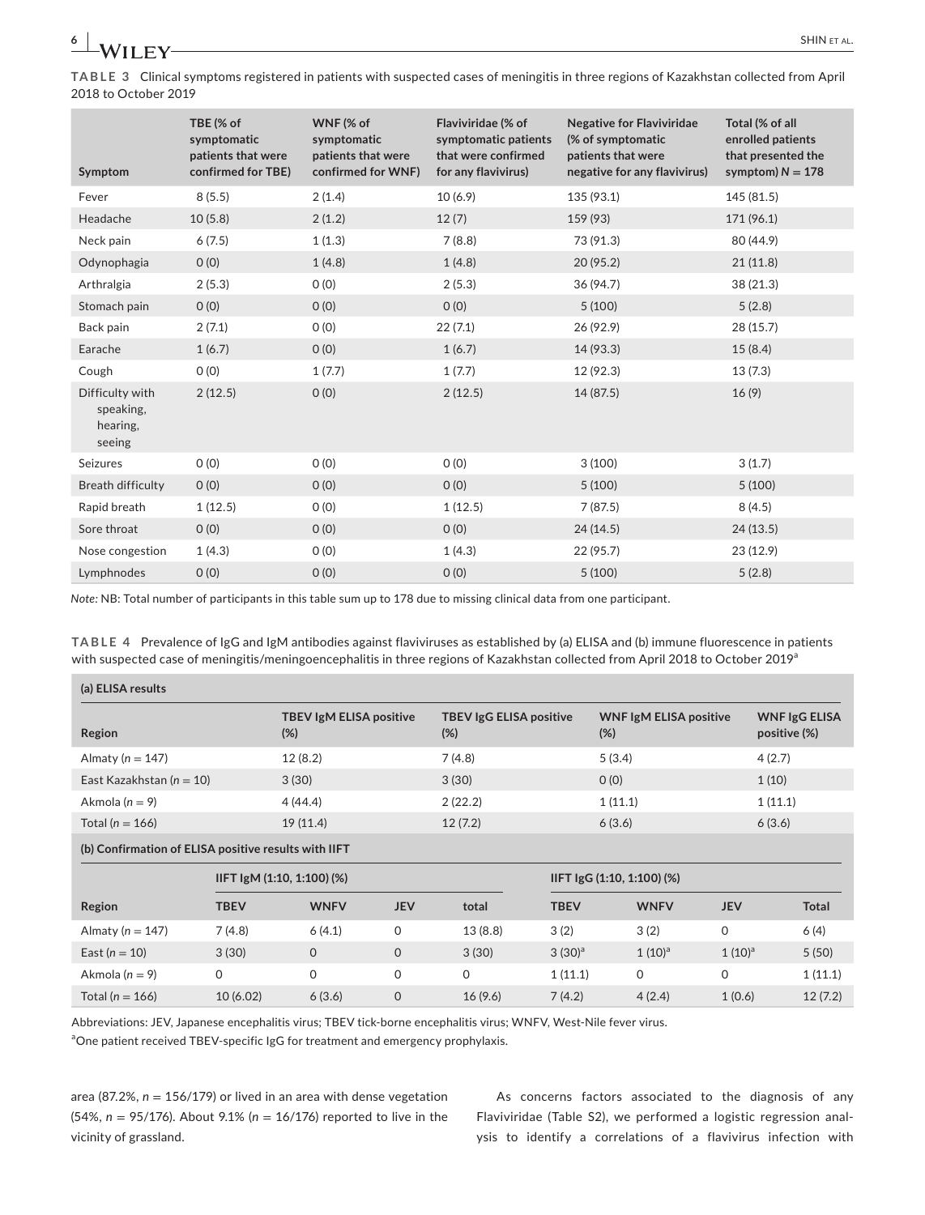**TABLE 3** Clinical symptoms registered in patients with suspected cases of meningitis in three regions of Kazakhstan collected from April 2018 to October 2019

| Symptom | TBE (% of symptomatic patients that were confirmed for TBE) | WNF (% of symptomatic patients that were confirmed for WNF) | Flaviviridae (% of symptomatic patients that were confirmed for any flavivirus) | Negative for Flaviviridae (% of symptomatic patients that were negative for any flavivirus) | Total (% of all enrolled patients that presented the symptom) N = 178 |
|---|---|---|---|---|---|
| Fever | 8 (5.5) | 2 (1.4) | 10 (6.9) | 135 (93.1) | 145 (81.5) |
| Headache | 10 (5.8) | 2 (1.2) | 12 (7) | 159 (93) | 171 (96.1) |
| Neck pain | 6 (7.5) | 1 (1.3) | 7 (8.8) | 73 (91.3) | 80 (44.9) |
| Odynophagia | 0 (0) | 1 (4.8) | 1 (4.8) | 20 (95.2) | 21 (11.8) |
| Arthralgia | 2 (5.3) | 0 (0) | 2 (5.3) | 36 (94.7) | 38 (21.3) |
| Stomach pain | 0 (0) | 0 (0) | 0 (0) | 5 (100) | 5 (2.8) |
| Back pain | 2 (7.1) | 0 (0) | 22 (7.1) | 26 (92.9) | 28 (15.7) |
| Earache | 1 (6.7) | 0 (0) | 1 (6.7) | 14 (93.3) | 15 (8.4) |
| Cough | 0 (0) | 1 (7.7) | 1 (7.7) | 12 (92.3) | 13 (7.3) |
| Difficulty with speaking, hearing, seeing | 2 (12.5) | 0 (0) | 2 (12.5) | 14 (87.5) | 16 (9) |
| Seizures | 0 (0) | 0 (0) | 0 (0) | 3 (100) | 3 (1.7) |
| Breath difficulty | 0 (0) | 0 (0) | 0 (0) | 5 (100) | 5 (100) |
| Rapid breath | 1 (12.5) | 0 (0) | 1 (12.5) | 7 (87.5) | 8 (4.5) |
| Sore throat | 0 (0) | 0 (0) | 0 (0) | 24 (14.5) | 24 (13.5) |
| Nose congestion | 1 (4.3) | 0 (0) | 1 (4.3) | 22 (95.7) | 23 (12.9) |
| Lymphnodes | 0 (0) | 0 (0) | 0 (0) | 5 (100) | 5 (2.8) |

*Note:* NB: Total number of participants in this table sum up to 178 due to missing clinical data from one participant.

**TABLE 4** Prevalence of IgG and IgM antibodies against flaviviruses as established by (a) ELISA and (b) immune fluorescence in patients with suspected case of meningitis/meningoencephalitis in three regions of Kazakhstan collected from April 2018 to October 2019[a]

**(a) ELISA results**

| Region | TBEV IgM ELISA positive (%) | TBEV IgG ELISA positive (%) | WNF IgM ELISA positive (%) | WNF IgG ELISA positive (%) |
|---|---|---|---|---|
| Almaty (n = 147) | 12 (8.2) | 7 (4.8) | 5 (3.4) | 4 (2.7) |
| East Kazakhstan (n = 10) | 3 (30) | 3 (30) | 0 (0) | 1 (10) |
| Akmola (n = 9) | 4 (44.4) | 2 (22.2) | 1 (11.1) | 1 (11.1) |
| Total (n = 166) | 19 (11.4) | 12 (7.2) | 6 (3.6) | 6 (3.6) |

**(b) Confirmation of ELISA positive results with IIFT**

| | IIFT IgM (1:10, 1:100) (%) | | | | IIFT IgG (1:10, 1:100) (%) | | | |
|---|---|---|---|---|---|---|---|---|
| Region | TBEV | WNFV | JEV | total | TBEV | WNFV | JEV | Total |
| Almaty (n = 147) | 7 (4.8) | 6 (4.1) | 0 | 13 (8.8) | 3 (2) | 3 (2) | 0 | 6 (4) |
| East (n = 10) | 3 (30) | 0 | 0 | 3 (30) | 3 (30)[a] | 1 (10)[a] | 1 (10)[a] | 5 (50) |
| Akmola (n = 9) | 0 | 0 | 0 | 0 | 1 (11.1) | 0 | 0 | 1 (11.1) |
| Total (n = 166) | 10 (6.02) | 6 (3.6) | 0 | 16 (9.6) | 7 (4.2) | 4 (2.4) | 1 (0.6) | 12 (7.2) |

Abbreviations: JEV, Japanese encephalitis virus; TBEV tick-borne encephalitis virus; WNFV, West-Nile fever virus.

[a]One patient received TBEV-specific IgG for treatment and emergency prophylaxis.

area (87.2%, n = 156/179) or lived in an area with dense vegetation (54%, n = 95/176). About 9.1% (n = 16/176) reported to live in the vicinity of grassland.

As concerns factors associated to the diagnosis of any Flaviviridae (Table S2), we performed a logistic regression analysis to identify a correlations of a flavivirus infection with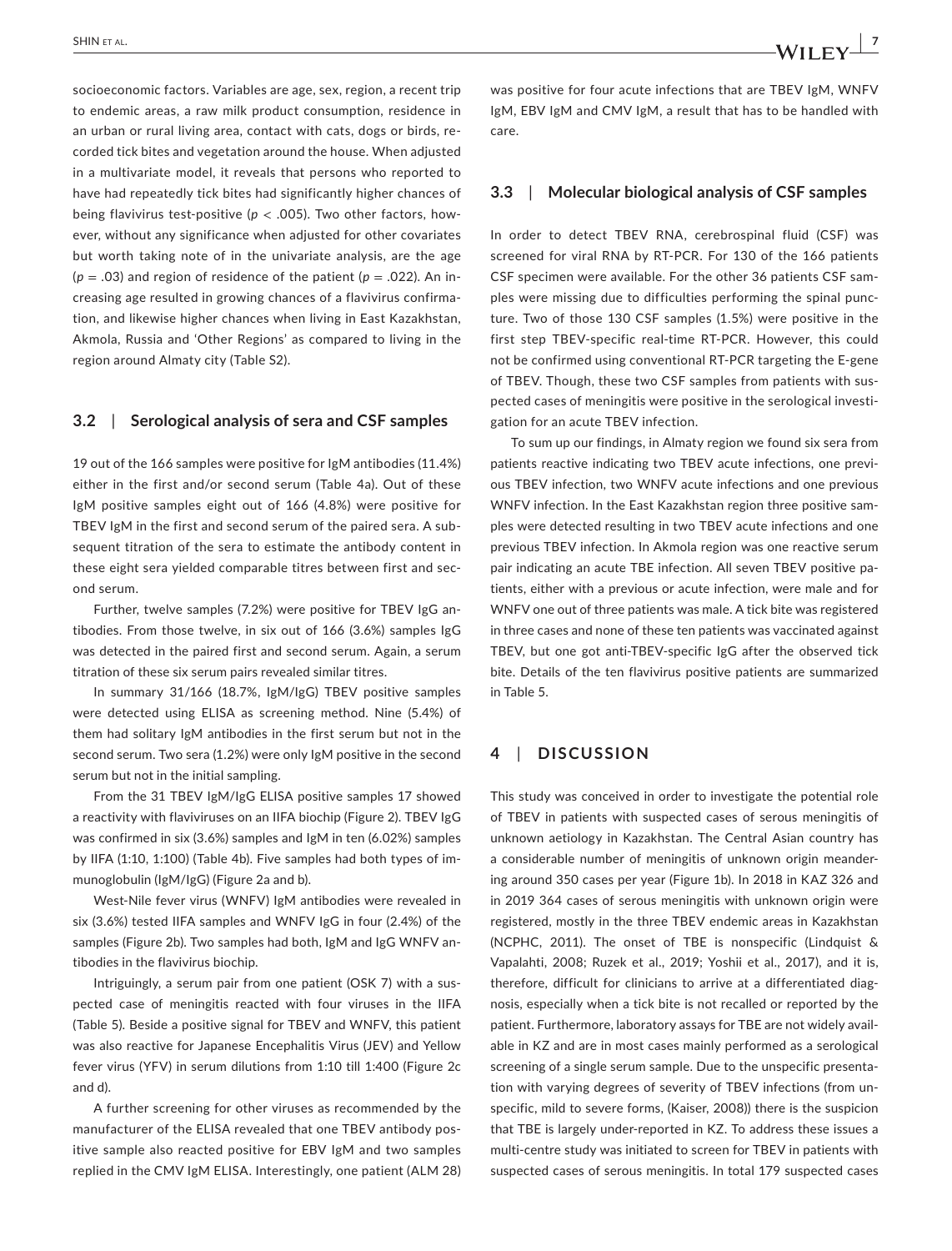socioeconomic factors. Variables are age, sex, region, a recent trip to endemic areas, a raw milk product consumption, residence in an urban or rural living area, contact with cats, dogs or birds, recorded tick bites and vegetation around the house. When adjusted in a multivariate model, it reveals that persons who reported to have had repeatedly tick bites had significantly higher chances of being flavivirus test-positive ($p < .005$). Two other factors, however, without any significance when adjusted for other covariates but worth taking note of in the univariate analysis, are the age ($p = .03$) and region of residence of the patient ($p = .022$). An increasing age resulted in growing chances of a flavivirus confirmation, and likewise higher chances when living in East Kazakhstan, Akmola, Russia and 'Other Regions' as compared to living in the region around Almaty city (Table S2).

### 3.2 | Serological analysis of sera and CSF samples

19 out of the 166 samples were positive for IgM antibodies (11.4%) either in the first and/or second serum (Table 4a). Out of these IgM positive samples eight out of 166 (4.8%) were positive for TBEV IgM in the first and second serum of the paired sera. A subsequent titration of the sera to estimate the antibody content in these eight sera yielded comparable titres between first and second serum.

Further, twelve samples (7.2%) were positive for TBEV IgG antibodies. From those twelve, in six out of 166 (3.6%) samples IgG was detected in the paired first and second serum. Again, a serum titration of these six serum pairs revealed similar titres.

In summary 31/166 (18.7%, IgM/IgG) TBEV positive samples were detected using ELISA as screening method. Nine (5.4%) of them had solitary IgM antibodies in the first serum but not in the second serum. Two sera (1.2%) were only IgM positive in the second serum but not in the initial sampling.

From the 31 TBEV IgM/IgG ELISA positive samples 17 showed a reactivity with flaviviruses on an IIFA biochip (Figure 2). TBEV IgG was confirmed in six (3.6%) samples and IgM in ten (6.02%) samples by IIFA (1:10, 1:100) (Table 4b). Five samples had both types of immunoglobulin (IgM/IgG) (Figure 2a and b).

West-Nile fever virus (WNFV) IgM antibodies were revealed in six (3.6%) tested IIFA samples and WNFV IgG in four (2.4%) of the samples (Figure 2b). Two samples had both, IgM and IgG WNFV antibodies in the flavivirus biochip.

Intriguingly, a serum pair from one patient (OSK 7) with a suspected case of meningitis reacted with four viruses in the IIFA (Table 5). Beside a positive signal for TBEV and WNFV, this patient was also reactive for Japanese Encephalitis Virus (JEV) and Yellow fever virus (YFV) in serum dilutions from 1:10 till 1:400 (Figure 2c and d).

A further screening for other viruses as recommended by the manufacturer of the ELISA revealed that one TBEV antibody positive sample also reacted positive for EBV IgM and two samples replied in the CMV IgM ELISA. Interestingly, one patient (ALM 28) was positive for four acute infections that are TBEV IgM, WNFV IgM, EBV IgM and CMV IgM, a result that has to be handled with care.

### 3.3 | Molecular biological analysis of CSF samples

In order to detect TBEV RNA, cerebrospinal fluid (CSF) was screened for viral RNA by RT-PCR. For 130 of the 166 patients CSF specimen were available. For the other 36 patients CSF samples were missing due to difficulties performing the spinal puncture. Two of those 130 CSF samples (1.5%) were positive in the first step TBEV-specific real-time RT-PCR. However, this could not be confirmed using conventional RT-PCR targeting the E-gene of TBEV. Though, these two CSF samples from patients with suspected cases of meningitis were positive in the serological investigation for an acute TBEV infection.

To sum up our findings, in Almaty region we found six sera from patients reactive indicating two TBEV acute infections, one previous TBEV infection, two WNFV acute infections and one previous WNFV infection. In the East Kazakhstan region three positive samples were detected resulting in two TBEV acute infections and one previous TBEV infection. In Akmola region was one reactive serum pair indicating an acute TBE infection. All seven TBEV positive patients, either with a previous or acute infection, were male and for WNFV one out of three patients was male. A tick bite was registered in three cases and none of these ten patients was vaccinated against TBEV, but one got anti-TBEV-specific IgG after the observed tick bite. Details of the ten flavivirus positive patients are summarized in Table 5.

## 4 | DISCUSSION

This study was conceived in order to investigate the potential role of TBEV in patients with suspected cases of serous meningitis of unknown aetiology in Kazakhstan. The Central Asian country has a considerable number of meningitis of unknown origin meandering around 350 cases per year (Figure 1b). In 2018 in KAZ 326 and in 2019 364 cases of serous meningitis with unknown origin were registered, mostly in the three TBEV endemic areas in Kazakhstan (NCPHC, 2011). The onset of TBE is nonspecific (Lindquist & Vapalahti, 2008; Ruzek et al., 2019; Yoshii et al., 2017), and it is, therefore, difficult for clinicians to arrive at a differentiated diagnosis, especially when a tick bite is not recalled or reported by the patient. Furthermore, laboratory assays for TBE are not widely available in KZ and are in most cases mainly performed as a serological screening of a single serum sample. Due to the unspecific presentation with varying degrees of severity of TBEV infections (from unspecific, mild to severe forms, (Kaiser, 2008)) there is the suspicion that TBE is largely under-reported in KZ. To address these issues a multi-centre study was initiated to screen for TBEV in patients with suspected cases of serous meningitis. In total 179 suspected cases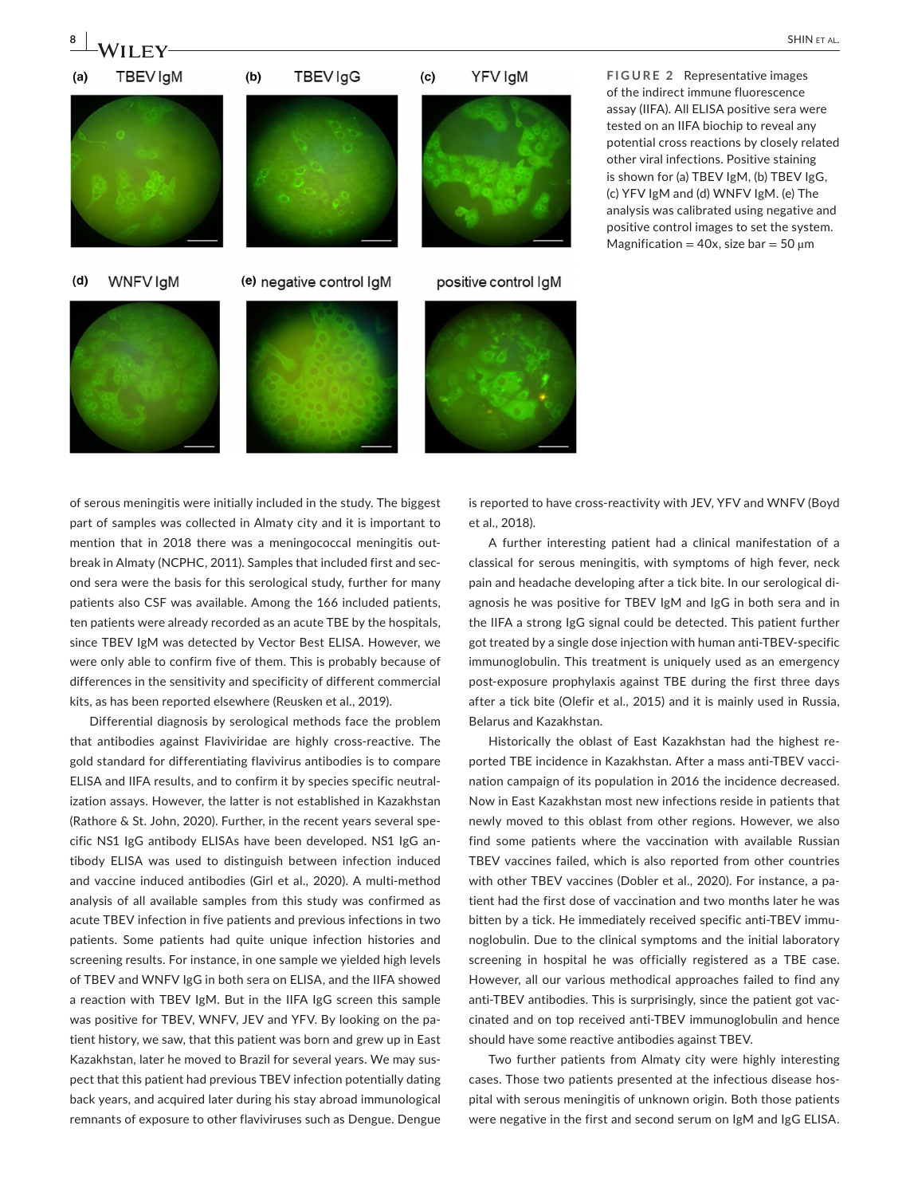**FIGURE 2** Representative images of the indirect immune fluorescence assay (IIFA). All ELISA positive sera were tested on an IIFA biochip to reveal any potential cross reactions by closely related other viral infections. Positive staining is shown for (a) TBEV IgM, (b) TBEV IgG, (c) YFV IgM and (d) WNFV IgM. (e) The analysis was calibrated using negative and positive control images to set the system. Magnification = 40x, size bar = 50 µm

of serous meningitis were initially included in the study. The biggest part of samples was collected in Almaty city and it is important to mention that in 2018 there was a meningococcal meningitis outbreak in Almaty (NCPHC, 2011). Samples that included first and second sera were the basis for this serological study, further for many patients also CSF was available. Among the 166 included patients, ten patients were already recorded as an acute TBE by the hospitals, since TBEV IgM was detected by Vector Best ELISA. However, we were only able to confirm five of them. This is probably because of differences in the sensitivity and specificity of different commercial kits, as has been reported elsewhere (Reusken et al., 2019).

Differential diagnosis by serological methods face the problem that antibodies against Flaviviridae are highly cross-reactive. The gold standard for differentiating flavivirus antibodies is to compare ELISA and IIFA results, and to confirm it by species specific neutralization assays. However, the latter is not established in Kazakhstan (Rathore & St. John, 2020). Further, in the recent years several specific NS1 IgG antibody ELISAs have been developed. NS1 IgG antibody ELISA was used to distinguish between infection induced and vaccine induced antibodies (Girl et al., 2020). A multi-method analysis of all available samples from this study was confirmed as acute TBEV infection in five patients and previous infections in two patients. Some patients had quite unique infection histories and screening results. For instance, in one sample we yielded high levels of TBEV and WNFV IgG in both sera on ELISA, and the IIFA showed a reaction with TBEV IgM. But in the IIFA IgG screen this sample was positive for TBEV, WNFV, JEV and YFV. By looking on the patient history, we saw, that this patient was born and grew up in East Kazakhstan, later he moved to Brazil for several years. We may suspect that this patient had previous TBEV infection potentially dating back years, and acquired later during his stay abroad immunological remnants of exposure to other flaviviruses such as Dengue. Dengue is reported to have cross-reactivity with JEV, YFV and WNFV (Boyd et al., 2018).

A further interesting patient had a clinical manifestation of a classical for serous meningitis, with symptoms of high fever, neck pain and headache developing after a tick bite. In our serological diagnosis he was positive for TBEV IgM and IgG in both sera and in the IIFA a strong IgG signal could be detected. This patient further got treated by a single dose injection with human anti-TBEV-specific immunoglobulin. This treatment is uniquely used as an emergency post-exposure prophylaxis against TBE during the first three days after a tick bite (Olefir et al., 2015) and it is mainly used in Russia, Belarus and Kazakhstan.

Historically the oblast of East Kazakhstan had the highest reported TBE incidence in Kazakhstan. After a mass anti-TBEV vaccination campaign of its population in 2016 the incidence decreased. Now in East Kazakhstan most new infections reside in patients that newly moved to this oblast from other regions. However, we also find some patients where the vaccination with available Russian TBEV vaccines failed, which is also reported from other countries with other TBEV vaccines (Dobler et al., 2020). For instance, a patient had the first dose of vaccination and two months later he was bitten by a tick. He immediately received specific anti-TBEV immunoglobulin. Due to the clinical symptoms and the initial laboratory screening in hospital he was officially registered as a TBE case. However, all our various methodical approaches failed to find any anti-TBEV antibodies. This is surprisingly, since the patient got vaccinated and on top received anti-TBEV immunoglobulin and hence should have some reactive antibodies against TBEV.

Two further patients from Almaty city were highly interesting cases. Those two patients presented at the infectious disease hospital with serous meningitis of unknown origin. Both those patients were negative in the first and second serum on IgM and IgG ELISA.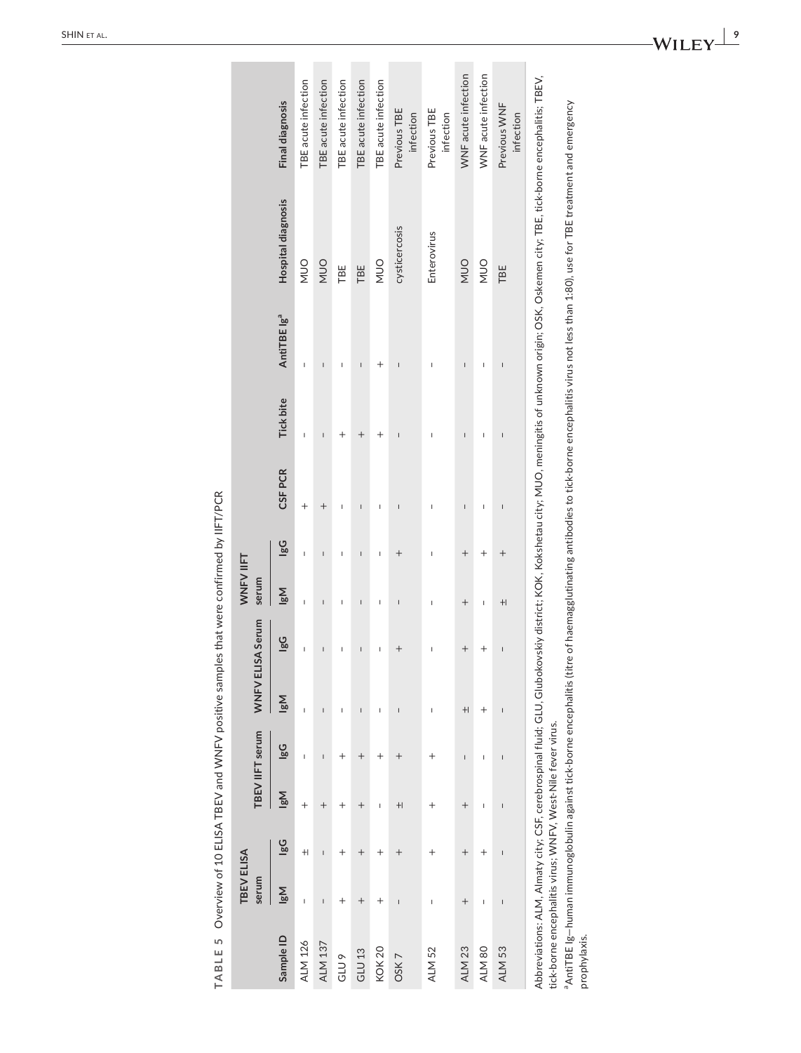**TABLE 5** Overview of 10 ELISA TBEV and WNFV positive samples that were confirmed by IIFT/PCR

| Sample ID | TBEV ELISA serum | | TBEV IIFT serum | | WNFV ELISA Serum | | WNFV IIFT serum | | CSF PCR | Tick bite | AntiTBE Ig[a] | Hospital diagnosis | Final diagnosis |
|---|---|---|---|---|---|---|---|---|---|---|---|---|---|
| | IgM | IgG | IgM | IgG | IgM | IgG | IgM | IgG | | | | | |
| ALM 126 | – | ± | + | – | – | – | – | – | + | – | – | MUO | TBE acute infection |
| ALM 137 | – | – | + | – | – | – | – | – | + | – | – | MUO | TBE acute infection |
| GLU 9 | + | + | + | + | – | – | – | – | – | + | – | TBE | TBE acute infection |
| GLU 13 | + | + | + | + | – | – | – | – | – | + | – | TBE | TBE acute infection |
| KOK 20 | + | + | – | + | – | – | – | – | – | + | + | MUO | TBE acute infection |
| OSK 7 | – | + | ± | + | – | + | – | + | – | – | – | cysticercosis | Previous TBE infection |
| ALM 52 | – | + | + | + | – | – | – | – | – | – | – | Enterovirus | Previous TBE infection |
| ALM 23 | + | + | + | – | ± | + | + | + | – | – | – | MUO | WNF acute infection |
| ALM 80 | – | + | – | – | + | + | – | + | – | – | – | MUO | WNF acute infection |
| ALM 53 | – | – | – | – | – | – | ± | + | – | – | – | TBE | Previous WNF infection |

Abbreviations: ALM, Almaty city; CSF, cerebrospinal fluid; GLU, Glubokovskiy district; KOK, Kokshetau city; MUO, meningitis of unknown origin; OSK, Oskemen city; TBE, tick-borne encephalitis; TBEV, tick-borne encephalitis virus; WNFV, West-Nile fever virus.

[a]AntiTBE Ig—human immunoglobulin against tick-borne encephalitis (titre of haemagglutinating antibodies to tick-borne encephalitis virus not less than 1:80), use for TBE treatment and emergency prophylaxis.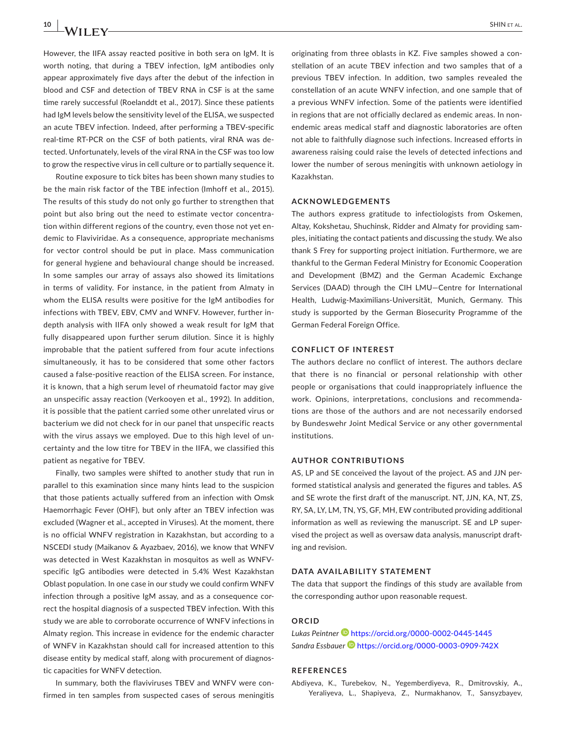However, the IIFA assay reacted positive in both sera on IgM. It is worth noting, that during a TBEV infection, IgM antibodies only appear approximately five days after the debut of the infection in blood and CSF and detection of TBEV RNA in CSF is at the same time rarely successful (Roelanddt et al., 2017). Since these patients had IgM levels below the sensitivity level of the ELISA, we suspected an acute TBEV infection. Indeed, after performing a TBEV-specific real-time RT-PCR on the CSF of both patients, viral RNA was detected. Unfortunately, levels of the viral RNA in the CSF was too low to grow the respective virus in cell culture or to partially sequence it.

Routine exposure to tick bites has been shown many studies to be the main risk factor of the TBE infection (Imhoff et al., 2015). The results of this study do not only go further to strengthen that point but also bring out the need to estimate vector concentration within different regions of the country, even those not yet endemic to Flaviviridae. As a consequence, appropriate mechanisms for vector control should be put in place. Mass communication for general hygiene and behavioural change should be increased. In some samples our array of assays also showed its limitations in terms of validity. For instance, in the patient from Almaty in whom the ELISA results were positive for the IgM antibodies for infections with TBEV, EBV, CMV and WNFV. However, further in-depth analysis with IIFA only showed a weak result for IgM that fully disappeared upon further serum dilution. Since it is highly improbable that the patient suffered from four acute infections simultaneously, it has to be considered that some other factors caused a false-positive reaction of the ELISA screen. For instance, it is known, that a high serum level of rheumatoid factor may give an unspecific assay reaction (Verkooyen et al., 1992). In addition, it is possible that the patient carried some other unrelated virus or bacterium we did not check for in our panel that unspecific reacts with the virus assays we employed. Due to this high level of uncertainty and the low titre for TBEV in the IIFA, we classified this patient as negative for TBEV.

Finally, two samples were shifted to another study that run in parallel to this examination since many hints lead to the suspicion that those patients actually suffered from an infection with Omsk Haemorrhagic Fever (OHF), but only after an TBEV infection was excluded (Wagner et al., accepted in Viruses). At the moment, there is no official WNFV registration in Kazakhstan, but according to a NSCEDI study (Maikanov & Ayazbaev, 2016), we know that WNFV was detected in West Kazakhstan in mosquitos as well as WNFV-specific IgG antibodies were detected in 5.4% West Kazakhstan Oblast population. In one case in our study we could confirm WNFV infection through a positive IgM assay, and as a consequence correct the hospital diagnosis of a suspected TBEV infection. With this study we are able to corroborate occurrence of WNFV infections in Almaty region. This increase in evidence for the endemic character of WNFV in Kazakhstan should call for increased attention to this disease entity by medical staff, along with procurement of diagnostic capacities for WNFV detection.

In summary, both the flaviviruses TBEV and WNFV were confirmed in ten samples from suspected cases of serous meningitis originating from three oblasts in KZ. Five samples showed a constellation of an acute TBEV infection and two samples that of a previous TBEV infection. In addition, two samples revealed the constellation of an acute WNFV infection, and one sample that of a previous WNFV infection. Some of the patients were identified in regions that are not officially declared as endemic areas. In non-endemic areas medical staff and diagnostic laboratories are often not able to faithfully diagnose such infections. Increased efforts in awareness raising could raise the levels of detected infections and lower the number of serous meningitis with unknown aetiology in Kazakhstan.

## ACKNOWLEDGEMENTS

The authors express gratitude to infectiologists from Oskemen, Altay, Kokshetau, Shuchinsk, Ridder and Almaty for providing samples, initiating the contact patients and discussing the study. We also thank S Frey for supporting project initiation. Furthermore, we are thankful to the German Federal Ministry for Economic Cooperation and Development (BMZ) and the German Academic Exchange Services (DAAD) through the CIH LMU—Centre for International Health, Ludwig-Maximilians-Universität, Munich, Germany. This study is supported by the German Biosecurity Programme of the German Federal Foreign Office.

## CONFLICT OF INTEREST

The authors declare no conflict of interest. The authors declare that there is no financial or personal relationship with other people or organisations that could inappropriately influence the work. Opinions, interpretations, conclusions and recommendations are those of the authors and are not necessarily endorsed by Bundeswehr Joint Medical Service or any other governmental institutions.

## AUTHOR CONTRIBUTIONS

AS, LP and SE conceived the layout of the project. AS and JJN performed statistical analysis and generated the figures and tables. AS and SE wrote the first draft of the manuscript. NT, JJN, KA, NT, ZS, RY, SA, LY, LM, TN, YS, GF, MH, EW contributed providing additional information as well as reviewing the manuscript. SE and LP supervised the project as well as oversaw data analysis, manuscript drafting and revision.

## DATA AVAILABILITY STATEMENT

The data that support the findings of this study are available from the corresponding author upon reasonable request.

## ORCID

*Lukas Peintner* https://orcid.org/0000-0002-0445-1445
*Sandra Essbauer* https://orcid.org/0000-0003-0909-742X

## REFERENCES

Abdiyeva, K., Turebekov, N., Yegemberdiyeva, R., Dmitrovskiy, A., Yeraliyeva, L., Shapiyeva, Z., Nurmakhanov, T., Sansyzbayev,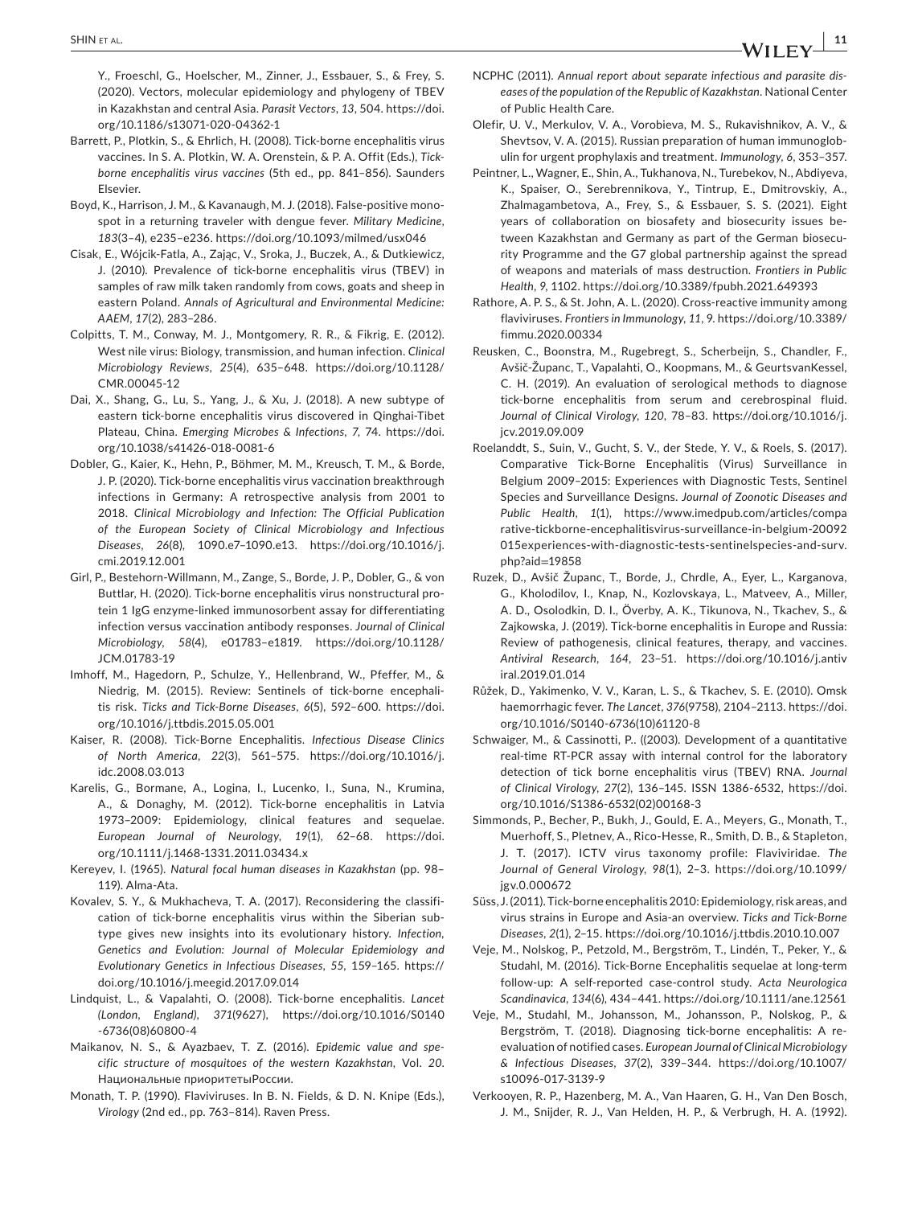Y., Froeschl, G., Hoelscher, M., Zinner, J., Essbauer, S., & Frey, S. (2020). Vectors, molecular epidemiology and phylogeny of TBEV in Kazakhstan and central Asia. *Parasit Vectors*, *13*, 504. https://doi.org/10.1186/s13071-020-04362-1

Barrett, P., Plotkin, S., & Ehrlich, H. (2008). Tick-borne encephalitis virus vaccines. In S. A. Plotkin, W. A. Orenstein, & P. A. Offit (Eds.), *Tick-borne encephalitis virus vaccines* (5th ed., pp. 841–856). Saunders Elsevier.

Boyd, K., Harrison, J. M., & Kavanaugh, M. J. (2018). False-positive monospot in a returning traveler with dengue fever. *Military Medicine*, *183*(3–4), e235–e236. https://doi.org/10.1093/milmed/usx046

Cisak, E., Wójcik-Fatla, A., Zając, V., Sroka, J., Buczek, A., & Dutkiewicz, J. (2010). Prevalence of tick-borne encephalitis virus (TBEV) in samples of raw milk taken randomly from cows, goats and sheep in eastern Poland. *Annals of Agricultural and Environmental Medicine: AAEM*, *17*(2), 283–286.

Colpitts, T. M., Conway, M. J., Montgomery, R. R., & Fikrig, E. (2012). West nile virus: Biology, transmission, and human infection. *Clinical Microbiology Reviews*, *25*(4), 635–648. https://doi.org/10.1128/CMR.00045-12

Dai, X., Shang, G., Lu, S., Yang, J., & Xu, J. (2018). A new subtype of eastern tick-borne encephalitis virus discovered in Qinghai-Tibet Plateau, China. *Emerging Microbes & Infections*, *7*, 74. https://doi.org/10.1038/s41426-018-0081-6

Dobler, G., Kaier, K., Hehn, P., Böhmer, M. M., Kreusch, T. M., & Borde, J. P. (2020). Tick-borne encephalitis virus vaccination breakthrough infections in Germany: A retrospective analysis from 2001 to 2018. *Clinical Microbiology and Infection: The Official Publication of the European Society of Clinical Microbiology and Infectious Diseases*, *26*(8), 1090.e7–1090.e13. https://doi.org/10.1016/j.cmi.2019.12.001

Girl, P., Bestehorn-Willmann, M., Zange, S., Borde, J. P., Dobler, G., & von Buttlar, H. (2020). Tick-borne encephalitis virus nonstructural protein 1 IgG enzyme-linked immunosorbent assay for differentiating infection versus vaccination antibody responses. *Journal of Clinical Microbiology*, *58*(4), e01783–e1819. https://doi.org/10.1128/JCM.01783-19

Imhoff, M., Hagedorn, P., Schulze, Y., Hellenbrand, W., Pfeffer, M., & Niedrig, M. (2015). Review: Sentinels of tick-borne encephalitis risk. *Ticks and Tick-Borne Diseases*, *6*(5), 592–600. https://doi.org/10.1016/j.ttbdis.2015.05.001

Kaiser, R. (2008). Tick-Borne Encephalitis. *Infectious Disease Clinics of North America*, *22*(3), 561–575. https://doi.org/10.1016/j.idc.2008.03.013

Karelis, G., Bormane, A., Logina, I., Lucenko, I., Suna, N., Krumina, A., & Donaghy, M. (2012). Tick-borne encephalitis in Latvia 1973–2009: Epidemiology, clinical features and sequelae. *European Journal of Neurology*, *19*(1), 62–68. https://doi.org/10.1111/j.1468-1331.2011.03434.x

Kereyev, I. (1965). *Natural focal human diseases in Kazakhstan* (pp. 98–119). Alma-Ata.

Kovalev, S. Y., & Mukhacheva, T. A. (2017). Reconsidering the classification of tick-borne encephalitis virus within the Siberian subtype gives new insights into its evolutionary history. *Infection, Genetics and Evolution: Journal of Molecular Epidemiology and Evolutionary Genetics in Infectious Diseases*, *55*, 159–165. https://doi.org/10.1016/j.meegid.2017.09.014

Lindquist, L., & Vapalahti, O. (2008). Tick-borne encephalitis. *Lancet (London, England)*, *371*(9627), https://doi.org/10.1016/S0140-6736(08)60800-4

Maikanov, N. S., & Ayazbaev, T. Z. (2016). *Epidemic value and specific structure of mosquitoes of the western Kazakhstan*, Vol. *20*. Национальные приоритетыРоссии.

Monath, T. P. (1990). Flaviviruses. In B. N. Fields, & D. N. Knipe (Eds.), *Virology* (2nd ed., pp. 763–814). Raven Press.

NCPHC (2011). *Annual report about separate infectious and parasite diseases of the population of the Republic of Kazakhstan*. National Center of Public Health Care.

Olefir, U. V., Merkulov, V. A., Vorobieva, M. S., Rukavishnikov, A. V., & Shevtsov, V. A. (2015). Russian preparation of human immunoglobulin for urgent prophylaxis and treatment. *Immunology*, *6*, 353–357.

Peintner, L., Wagner, E., Shin, A., Tukhanova, N., Turebekov, N., Abdiyeva, K., Spaiser, O., Serebrennikova, Y., Tintrup, E., Dmitrovskiy, A., Zhalmagambetova, A., Frey, S., & Essbauer, S. S. (2021). Eight years of collaboration on biosafety and biosecurity issues between Kazakhstan and Germany as part of the German biosecurity Programme and the G7 global partnership against the spread of weapons and materials of mass destruction. *Frontiers in Public Health*, *9*, 1102. https://doi.org/10.3389/fpubh.2021.649393

Rathore, A. P. S., & St. John, A. L. (2020). Cross-reactive immunity among flaviviruses. *Frontiers in Immunology*, *11*, 9. https://doi.org/10.3389/fimmu.2020.00334

Reusken, C., Boonstra, M., Rugebregt, S., Scherbeijn, S., Chandler, F., Avšič-Županc, T., Vapalahti, O., Koopmans, M., & GeurtsvanKessel, C. H. (2019). An evaluation of serological methods to diagnose tick-borne encephalitis from serum and cerebrospinal fluid. *Journal of Clinical Virology*, *120*, 78–83. https://doi.org/10.1016/j.jcv.2019.09.009

Roelanddt, S., Suin, V., Gucht, S. V., der Stede, Y. V., & Roels, S. (2017). Comparative Tick-Borne Encephalitis (Virus) Surveillance in Belgium 2009–2015: Experiences with Diagnostic Tests, Sentinel Species and Surveillance Designs. *Journal of Zoonotic Diseases and Public Health*, *1*(1), https://www.imedpub.com/articles/comparative-tickborne-encephalitisvirus-surveillance-in-belgium-20092015experiences-with-diagnostic-tests-sentinelspecies-and-surv.php?aid=19858

Ruzek, D., Avšič Županc, T., Borde, J., Chrdle, A., Eyer, L., Karganova, G., Kholodilov, I., Knap, N., Kozlovskaya, L., Matveev, A., Miller, A. D., Osolodkin, D. I., Överby, A. K., Tikunova, N., Tkachev, S., & Zajkowska, J. (2019). Tick-borne encephalitis in Europe and Russia: Review of pathogenesis, clinical features, therapy, and vaccines. *Antiviral Research*, *164*, 23–51. https://doi.org/10.1016/j.antiviral.2019.01.014

Růžek, D., Yakimenko, V. V., Karan, L. S., & Tkachev, S. E. (2010). Omsk haemorrhagic fever. *The Lancet*, *376*(9758), 2104–2113. https://doi.org/10.1016/S0140-6736(10)61120-8

Schwaiger, M., & Cassinotti, P.. ((2003). Development of a quantitative real-time RT-PCR assay with internal control for the laboratory detection of tick borne encephalitis virus (TBEV) RNA. *Journal of Clinical Virology*, *27*(2), 136–145. ISSN 1386-6532, https://doi.org/10.1016/S1386-6532(02)00168-3

Simmonds, P., Becher, P., Bukh, J., Gould, E. A., Meyers, G., Monath, T., Muerhoff, S., Pletnev, A., Rico-Hesse, R., Smith, D. B., & Stapleton, J. T. (2017). ICTV virus taxonomy profile: Flaviviridae. *The Journal of General Virology*, *98*(1), 2–3. https://doi.org/10.1099/jgv.0.000672

Süss, J. (2011). Tick-borne encephalitis 2010: Epidemiology, risk areas, and virus strains in Europe and Asia-an overview. *Ticks and Tick-Borne Diseases*, *2*(1), 2–15. https://doi.org/10.1016/j.ttbdis.2010.10.007

Veje, M., Nolskog, P., Petzold, M., Bergström, T., Lindén, T., Peker, Y., & Studahl, M. (2016). Tick-Borne Encephalitis sequelae at long-term follow-up: A self-reported case-control study. *Acta Neurologica Scandinavica*, *134*(6), 434–441. https://doi.org/10.1111/ane.12561

Veje, M., Studahl, M., Johansson, M., Johansson, P., Nolskog, P., & Bergström, T. (2018). Diagnosing tick-borne encephalitis: A re-evaluation of notified cases. *European Journal of Clinical Microbiology & Infectious Diseases*, *37*(2), 339–344. https://doi.org/10.1007/s10096-017-3139-9

Verkooyen, R. P., Hazenberg, M. A., Van Haaren, G. H., Van Den Bosch, J. M., Snijder, R. J., Van Helden, H. P., & Verbrugh, H. A. (1992).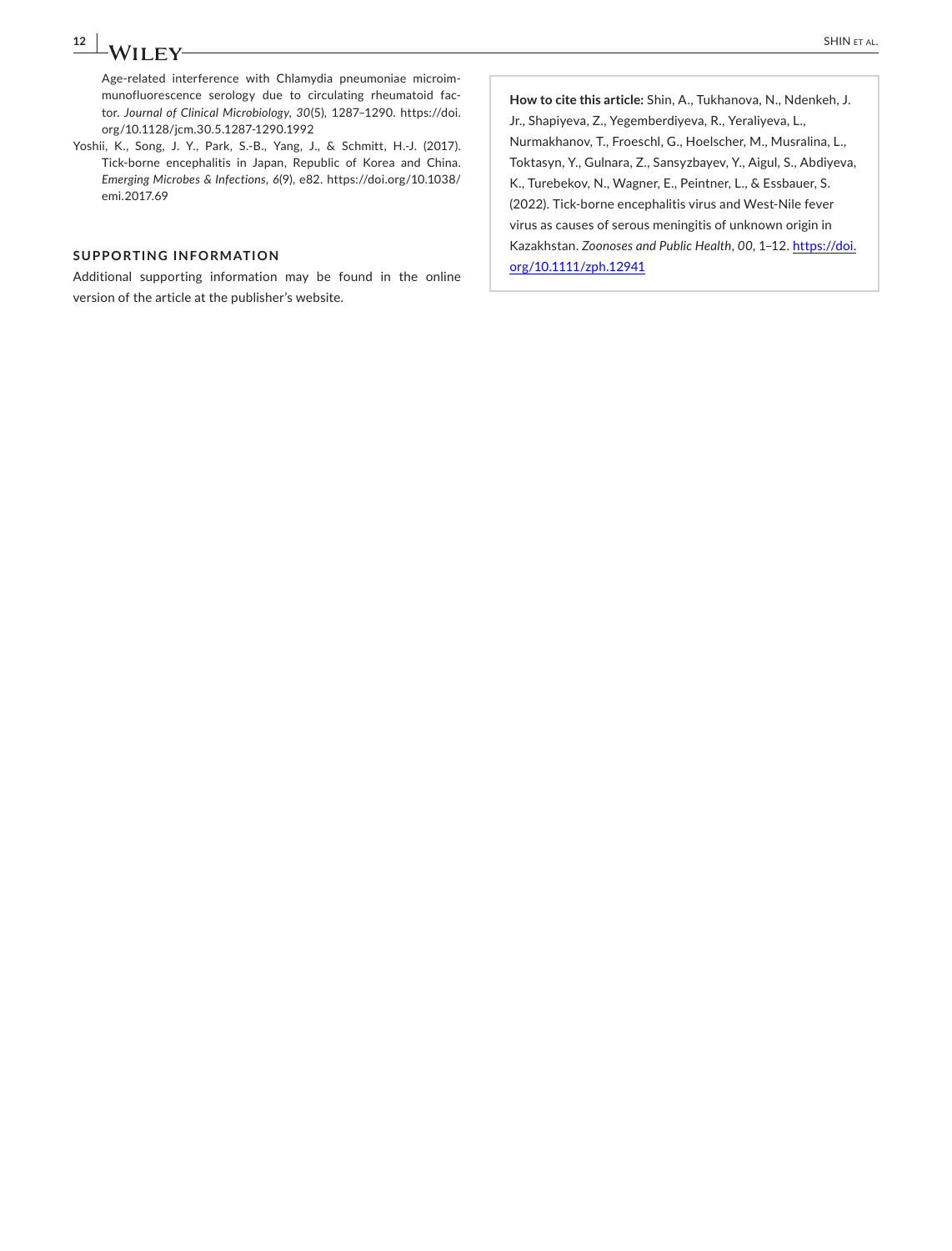Age-related interference with Chlamydia pneumoniae microimmunofluorescence serology due to circulating rheumatoid factor. *Journal of Clinical Microbiology*, *30*(5), 1287–1290. https://doi.org/10.1128/jcm.30.5.1287-1290.1992

Yoshii, K., Song, J. Y., Park, S.-B., Yang, J., & Schmitt, H.-J. (2017). Tick-borne encephalitis in Japan, Republic of Korea and China. *Emerging Microbes & Infections*, *6*(9), e82. https://doi.org/10.1038/emi.2017.69

## SUPPORTING INFORMATION

Additional supporting information may be found in the online version of the article at the publisher's website.

**How to cite this article:** Shin, A., Tukhanova, N., Ndenkeh, J. Jr., Shapiyeva, Z., Yegemberdiyeva, R., Yeraliyeva, L., Nurmakhanov, T., Froeschl, G., Hoelscher, M., Musralina, L., Toktasyn, Y., Gulnara, Z., Sansyzbayev, Y., Aigul, S., Abdiyeva, K., Turebekov, N., Wagner, E., Peintner, L., & Essbauer, S. (2022). Tick-borne encephalitis virus and West-Nile fever virus as causes of serous meningitis of unknown origin in Kazakhstan. *Zoonoses and Public Health*, *00*, 1–12. https://doi.org/10.1111/zph.12941